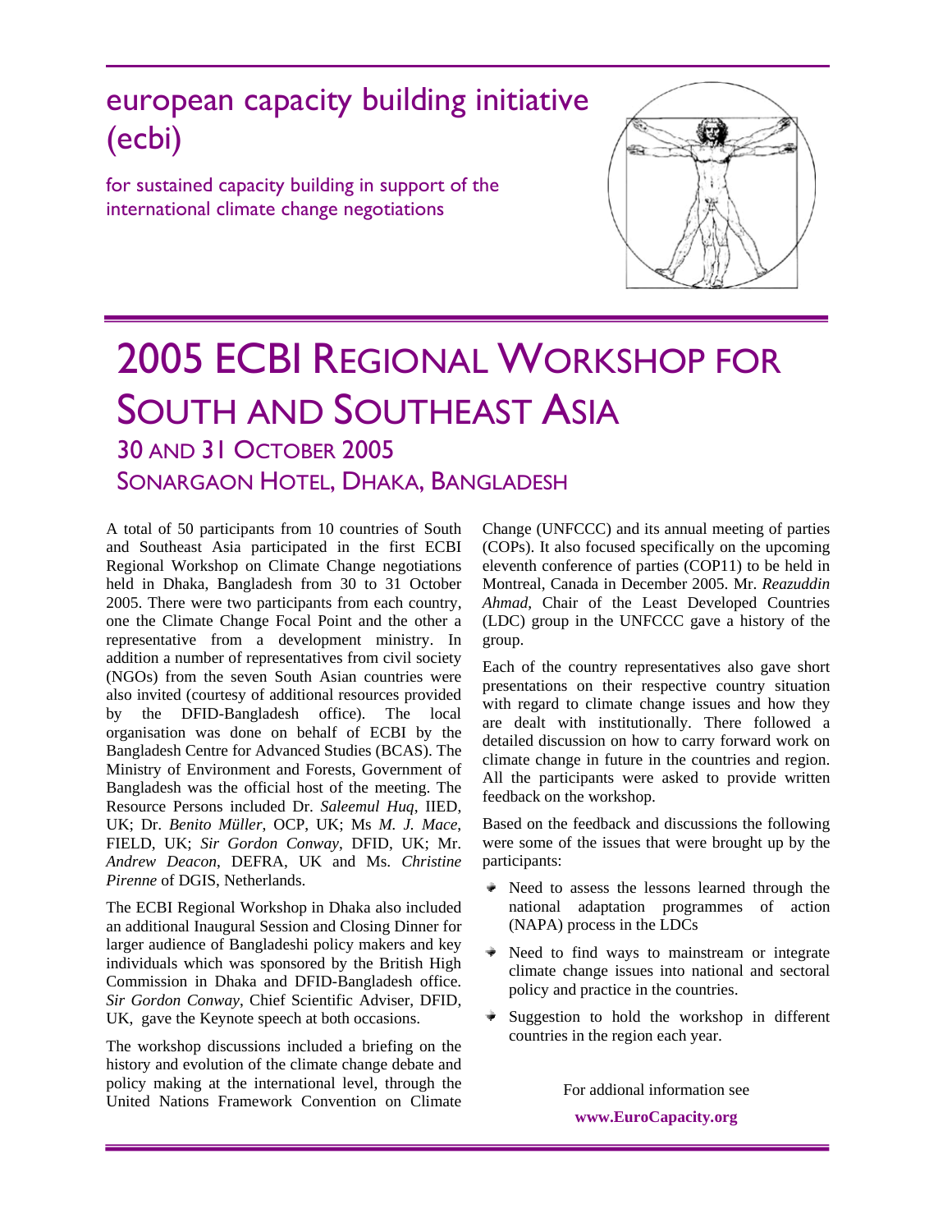# european capacity building initiative (ecbi)

for sustained capacity building in support of the international climate change negotiations

# 2005 ECBI Regional Workshop for South and Southeast Asia

## 30 and 31 October 2005

## Sonargaon Hotel, Dhaka, Bangladesh

A total of 50 participants from 10 countries of South and Southeast Asia participated in the first ECBI Regional Workshop on Climate Change negotiations held in Dhaka, Bangladesh from 30 to 31 October 2005. There were two participants from each country, one the Climate Change Focal Point and the other a representative from a development ministry. In addition a number of representatives from civil society (NGOs) from the seven South Asian countries were also invited (courtesy of additional resources provided by the DFID-Bangladesh office). The local organisation was done on behalf of ECBI by the Bangladesh Centre for Advanced Studies (BCAS). The Ministry of Environment and Forests, Government of Bangladesh was the official host of the meeting. The Resource Persons included Dr. *Saleemul Huq*, IIED, UK; Dr. *Benito Müller*, OCP, UK; Ms *M. J. Mace*, FIELD, UK; *Sir Gordon Conway*, DFID, UK; Mr. *Andrew Deacon*, DEFRA, UK and Ms. *Christine Pirenne* of DGIS, Netherlands.

The ECBI Regional Workshop in Dhaka also included an additional Inaugural Session and Closing Dinner for larger audience of Bangladeshi policy makers and key individuals which was sponsored by the British High Commission in Dhaka and DFID-Bangladesh office. *Sir Gordon Conway*, Chief Scientific Adviser, DFID, UK, gave the Keynote speech at both occasions.

The workshop discussions included a briefing on the history and evolution of the climate change debate and policy making at the international level, through the United Nations Framework Convention on Climate Change (UNFCCC) and its annual meeting of parties (COPs). It also focused specifically on the upcoming eleventh conference of parties (COP11) to be held in Montreal, Canada in December 2005. Mr. *Reazuddin Ahmad*, Chair of the Least Developed Countries (LDC) group in the UNFCCC gave a history of the group.

Each of the country representatives also gave short presentations on their respective country situation with regard to climate change issues and how they are dealt with institutionally. There followed a detailed discussion on how to carry forward work on climate change in future in the countries and region. All the participants were asked to provide written feedback on the workshop.

Based on the feedback and discussions the following were some of the issues that were brought up by the participants:

- Need to assess the lessons learned through the national adaptation programmes of action (NAPA) process in the LDCs
- Need to find ways to mainstream or integrate climate change issues into national and sectoral policy and practice in the countries.
- Suggestion to hold the workshop in different countries in the region each year.

For addional information see

**www.EuroCapacity.org**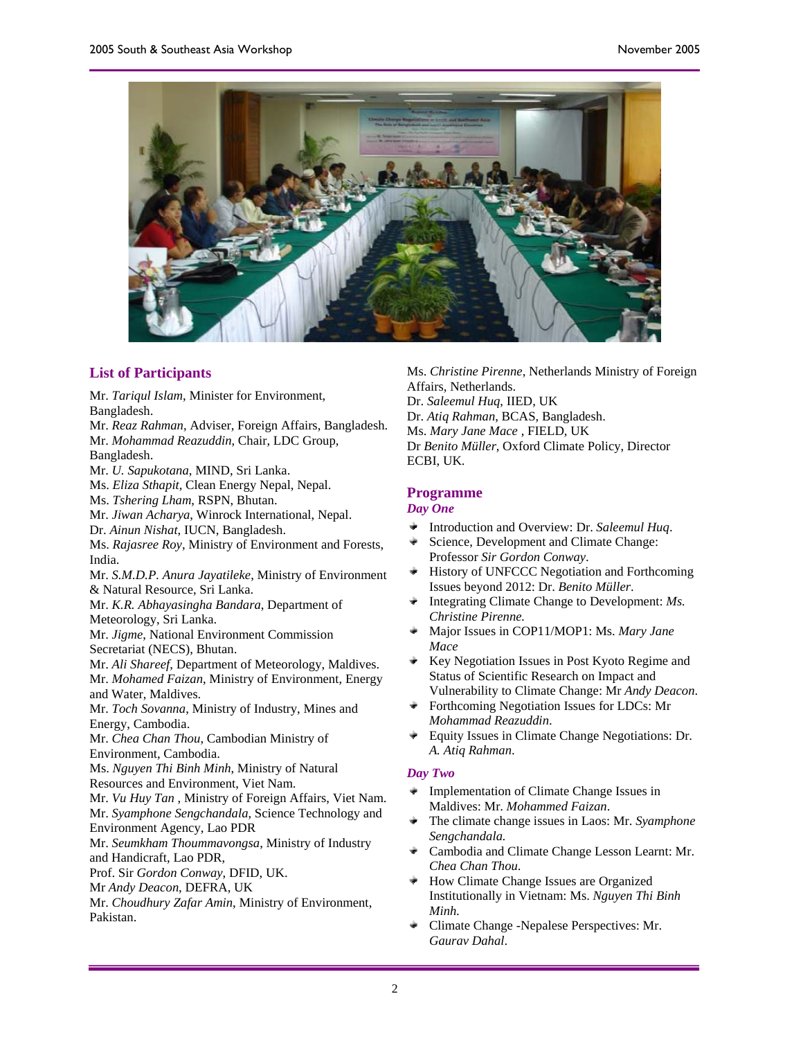## List of Participants

Mr. *Tariqul Islam*, Minister for Environment, Bangladesh.
Mr. *Reaz Rahman*, Adviser, Foreign Affairs, Bangladesh.
Mr. *Mohammad Reazuddin*, Chair, LDC Group, Bangladesh.
Mr. *U. Sapukotana*, MIND, Sri Lanka.
Ms. *Eliza Sthapit*, Clean Energy Nepal, Nepal.
Ms. *Tshering Lham*, RSPN, Bhutan.
Mr. *Jiwan Acharya*, Winrock International, Nepal.
Dr. *Ainun Nishat*, IUCN, Bangladesh.
Ms. *Rajasree Roy*, Ministry of Environment and Forests, India.
Mr. *S.M.D.P. Anura Jayatileke*, Ministry of Environment & Natural Resource, Sri Lanka.
Mr. *K.R. Abhayasingha Bandara*, Department of Meteorology, Sri Lanka.
Mr. *Jigme*, National Environment Commission Secretariat (NECS), Bhutan.
Mr. *Ali Shareef*, Department of Meteorology, Maldives.
Mr. *Mohamed Faizan*, Ministry of Environment, Energy and Water, Maldives.
Mr. *Toch Sovanna*, Ministry of Industry, Mines and Energy, Cambodia.
Mr. *Chea Chan Thou*, Cambodian Ministry of Environment, Cambodia.
Ms. *Nguyen Thi Binh Minh*, Ministry of Natural Resources and Environment, Viet Nam.
Mr. *Vu Huy Tan* , Ministry of Foreign Affairs, Viet Nam.
Mr. *Syamphone Sengchandala*, Science Technology and Environment Agency, Lao PDR
Mr. *Seumkham Thoummavongsa*, Ministry of Industry and Handicraft, Lao PDR,
Prof. Sir *Gordon Conway*, DFID, UK.
Mr *Andy Deacon*, DEFRA, UK
Mr. *Choudhury Zafar Amin*, Ministry of Environment, Pakistan.
Ms. *Christine Pirenne*, Netherlands Ministry of Foreign Affairs, Netherlands.
Dr. *Saleemul Huq*, IIED, UK
Dr. *Atiq Rahman*, BCAS, Bangladesh.
Ms. *Mary Jane Mace* , FIELD, UK
Dr *Benito Müller*, Oxford Climate Policy, Director ECBI, UK.

## Programme

### *Day One*

- Introduction and Overview: Dr. *Saleemul Huq*.
- Science, Development and Climate Change: Professor *Sir Gordon Conway*.
- History of UNFCCC Negotiation and Forthcoming Issues beyond 2012: Dr. *Benito Müller*.
- Integrating Climate Change to Development: *Ms. Christine Pirenne.*
- Major Issues in COP11/MOP1: Ms. *Mary Jane Mace*
- Key Negotiation Issues in Post Kyoto Regime and Status of Scientific Research on Impact and Vulnerability to Climate Change: Mr *Andy Deacon*.
- Forthcoming Negotiation Issues for LDCs: Mr *Mohammad Reazuddin*.
- Equity Issues in Climate Change Negotiations: Dr. *A. Atiq Rahman*.

### *Day Two*

- Implementation of Climate Change Issues in Maldives: Mr. *Mohammed Faizan*.
- The climate change issues in Laos: Mr. *Syamphone Sengchandala.*
- Cambodia and Climate Change Lesson Learnt: Mr. *Chea Chan Thou*.
- How Climate Change Issues are Organized Institutionally in Vietnam: Ms. *Nguyen Thi Binh Minh.*
- Climate Change -Nepalese Perspectives: Mr. *Gaurav Dahal*.